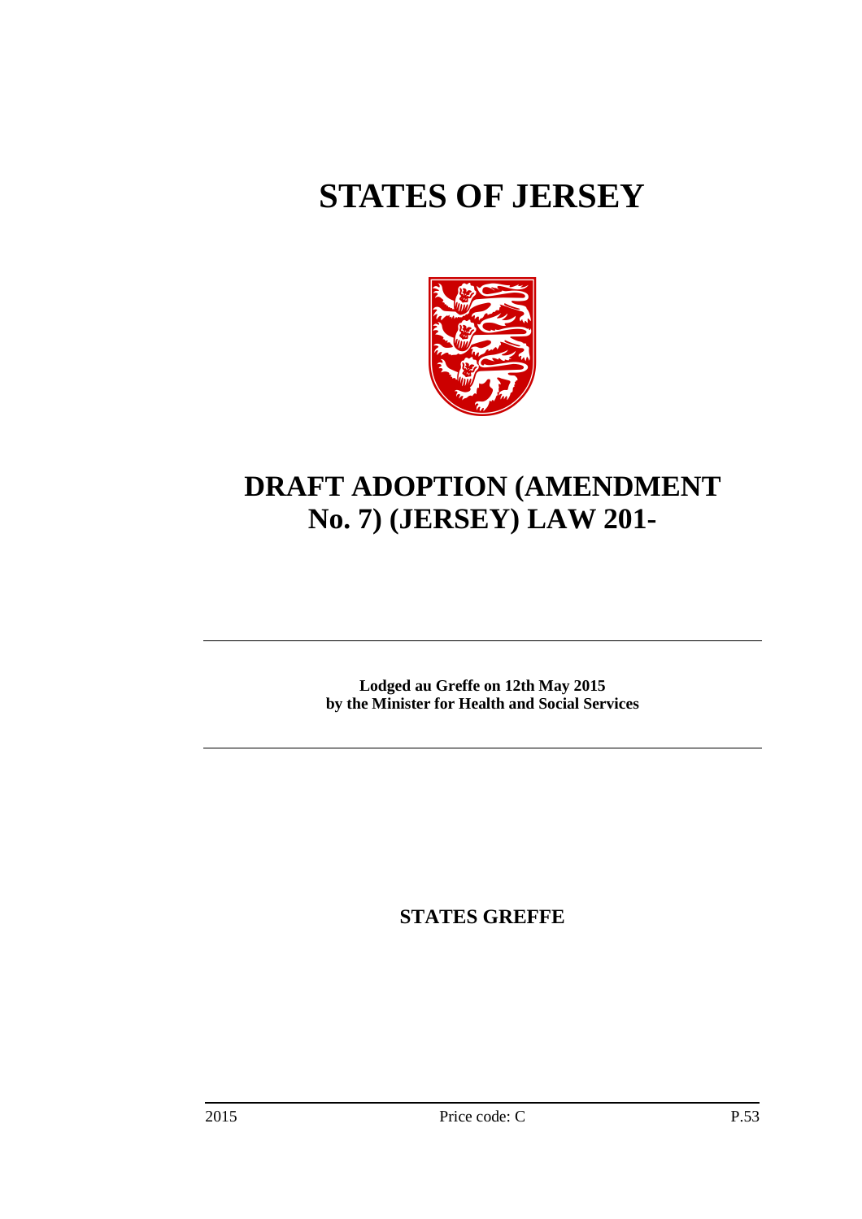# STATES OF JERSEY

# DRAFT ADOPTION (AMENDMENT No. 7) (JERSEY) LAW 201-

**Lodged au Greffe on 12th May 2015**
**by the Minister for Health and Social Services**

**STATES GREFFE**

2015 Price code: C P.53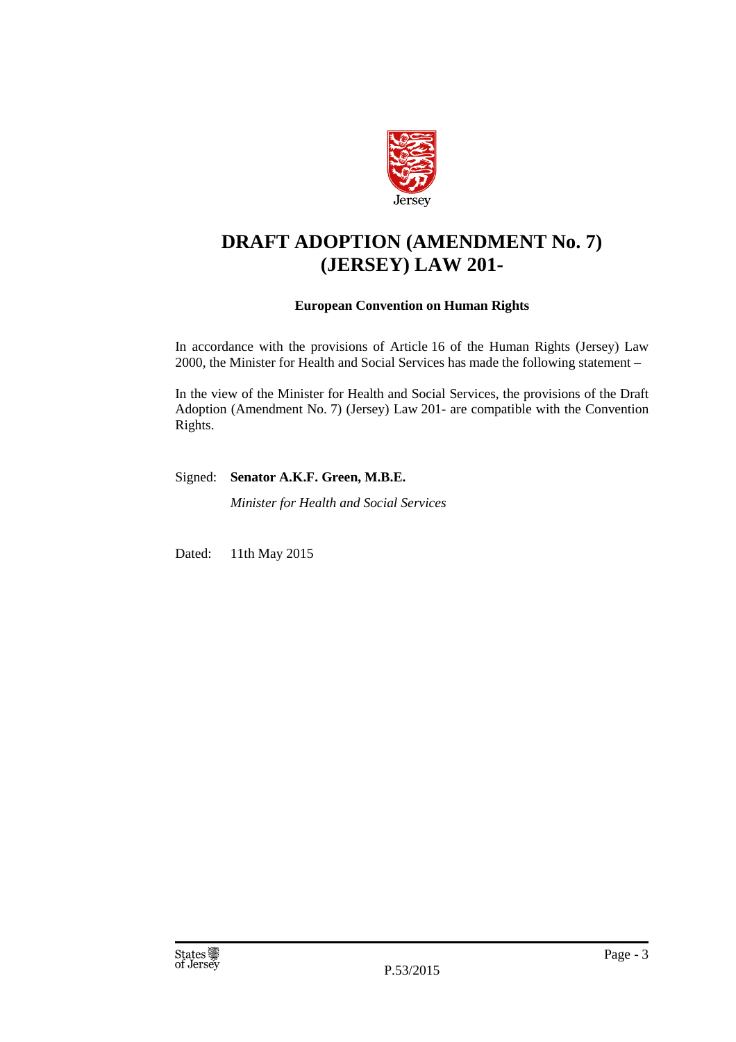Jersey

# DRAFT ADOPTION (AMENDMENT No. 7) (JERSEY) LAW 201-

**European Convention on Human Rights**

In accordance with the provisions of Article 16 of the Human Rights (Jersey) Law 2000, the Minister for Health and Social Services has made the following statement –

In the view of the Minister for Health and Social Services, the provisions of the Draft Adoption (Amendment No. 7) (Jersey) Law 201- are compatible with the Convention Rights.

Signed: **Senator A.K.F. Green, M.B.E.**

*Minister for Health and Social Services*

Dated: 11th May 2015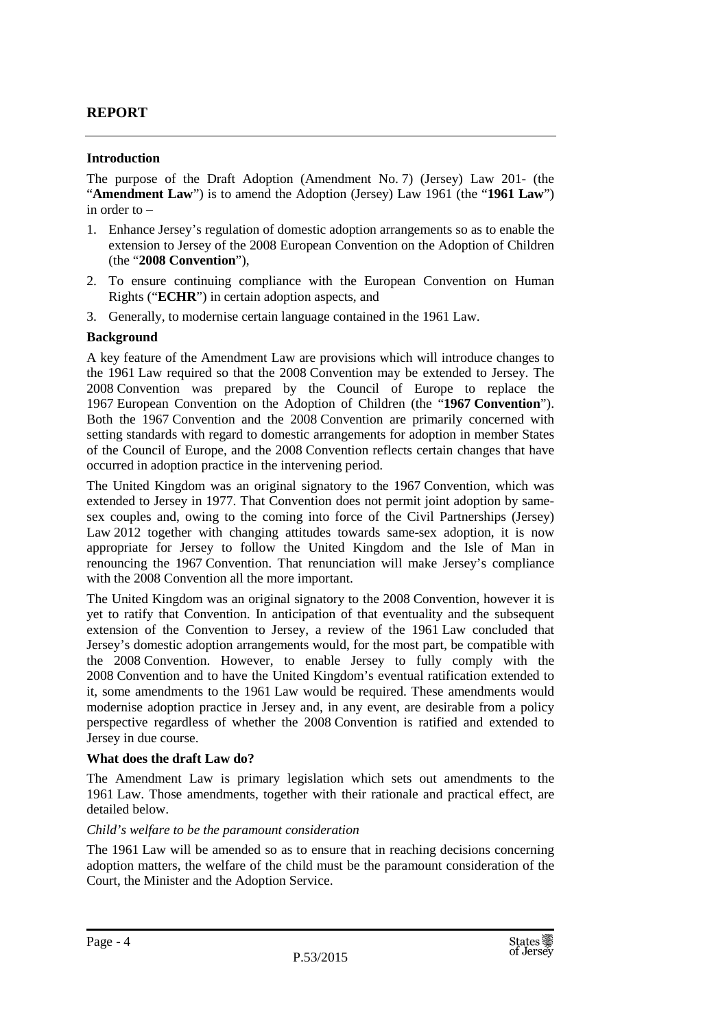## REPORT

### Introduction

The purpose of the Draft Adoption (Amendment No. 7) (Jersey) Law 201- (the "**Amendment Law**") is to amend the Adoption (Jersey) Law 1961 (the "**1961 Law**") in order to –

1. Enhance Jersey's regulation of domestic adoption arrangements so as to enable the extension to Jersey of the 2008 European Convention on the Adoption of Children (the "**2008 Convention**"),
2. To ensure continuing compliance with the European Convention on Human Rights ("**ECHR**") in certain adoption aspects, and
3. Generally, to modernise certain language contained in the 1961 Law.

### Background

A key feature of the Amendment Law are provisions which will introduce changes to the 1961 Law required so that the 2008 Convention may be extended to Jersey. The 2008 Convention was prepared by the Council of Europe to replace the 1967 European Convention on the Adoption of Children (the "**1967 Convention**"). Both the 1967 Convention and the 2008 Convention are primarily concerned with setting standards with regard to domestic arrangements for adoption in member States of the Council of Europe, and the 2008 Convention reflects certain changes that have occurred in adoption practice in the intervening period.

The United Kingdom was an original signatory to the 1967 Convention, which was extended to Jersey in 1977. That Convention does not permit joint adoption by same-sex couples and, owing to the coming into force of the Civil Partnerships (Jersey) Law 2012 together with changing attitudes towards same-sex adoption, it is now appropriate for Jersey to follow the United Kingdom and the Isle of Man in renouncing the 1967 Convention. That renunciation will make Jersey's compliance with the 2008 Convention all the more important.

The United Kingdom was an original signatory to the 2008 Convention, however it is yet to ratify that Convention. In anticipation of that eventuality and the subsequent extension of the Convention to Jersey, a review of the 1961 Law concluded that Jersey's domestic adoption arrangements would, for the most part, be compatible with the 2008 Convention. However, to enable Jersey to fully comply with the 2008 Convention and to have the United Kingdom's eventual ratification extended to it, some amendments to the 1961 Law would be required. These amendments would modernise adoption practice in Jersey and, in any event, are desirable from a policy perspective regardless of whether the 2008 Convention is ratified and extended to Jersey in due course.

### What does the draft Law do?

The Amendment Law is primary legislation which sets out amendments to the 1961 Law. Those amendments, together with their rationale and practical effect, are detailed below.

*Child's welfare to be the paramount consideration*

The 1961 Law will be amended so as to ensure that in reaching decisions concerning adoption matters, the welfare of the child must be the paramount consideration of the Court, the Minister and the Adoption Service.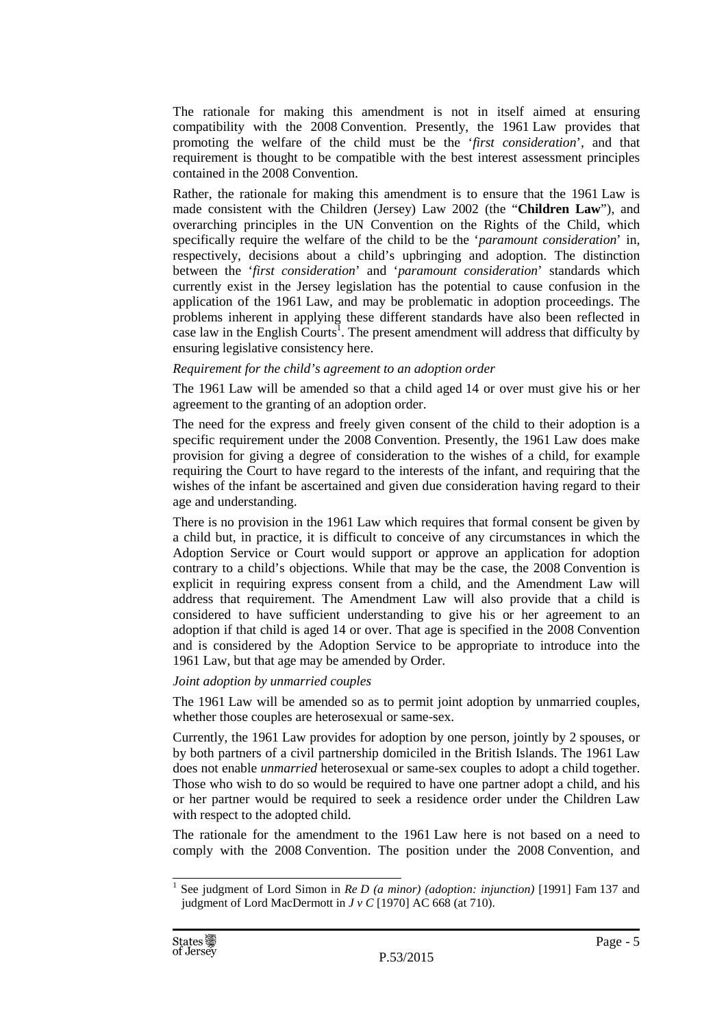The rationale for making this amendment is not in itself aimed at ensuring compatibility with the 2008 Convention. Presently, the 1961 Law provides that promoting the welfare of the child must be the '*first consideration*', and that requirement is thought to be compatible with the best interest assessment principles contained in the 2008 Convention.

Rather, the rationale for making this amendment is to ensure that the 1961 Law is made consistent with the Children (Jersey) Law 2002 (the "**Children Law**"), and overarching principles in the UN Convention on the Rights of the Child, which specifically require the welfare of the child to be the '*paramount consideration*' in, respectively, decisions about a child's upbringing and adoption. The distinction between the '*first consideration*' and '*paramount consideration*' standards which currently exist in the Jersey legislation has the potential to cause confusion in the application of the 1961 Law, and may be problematic in adoption proceedings. The problems inherent in applying these different standards have also been reflected in case law in the English Courts[1]. The present amendment will address that difficulty by ensuring legislative consistency here.

*Requirement for the child's agreement to an adoption order*

The 1961 Law will be amended so that a child aged 14 or over must give his or her agreement to the granting of an adoption order.

The need for the express and freely given consent of the child to their adoption is a specific requirement under the 2008 Convention. Presently, the 1961 Law does make provision for giving a degree of consideration to the wishes of a child, for example requiring the Court to have regard to the interests of the infant, and requiring that the wishes of the infant be ascertained and given due consideration having regard to their age and understanding.

There is no provision in the 1961 Law which requires that formal consent be given by a child but, in practice, it is difficult to conceive of any circumstances in which the Adoption Service or Court would support or approve an application for adoption contrary to a child's objections. While that may be the case, the 2008 Convention is explicit in requiring express consent from a child, and the Amendment Law will address that requirement. The Amendment Law will also provide that a child is considered to have sufficient understanding to give his or her agreement to an adoption if that child is aged 14 or over. That age is specified in the 2008 Convention and is considered by the Adoption Service to be appropriate to introduce into the 1961 Law, but that age may be amended by Order.

*Joint adoption by unmarried couples*

The 1961 Law will be amended so as to permit joint adoption by unmarried couples, whether those couples are heterosexual or same-sex.

Currently, the 1961 Law provides for adoption by one person, jointly by 2 spouses, or by both partners of a civil partnership domiciled in the British Islands. The 1961 Law does not enable *unmarried* heterosexual or same-sex couples to adopt a child together. Those who wish to do so would be required to have one partner adopt a child, and his or her partner would be required to seek a residence order under the Children Law with respect to the adopted child.

The rationale for the amendment to the 1961 Law here is not based on a need to comply with the 2008 Convention. The position under the 2008 Convention, and

[1] See judgment of Lord Simon in *Re D (a minor) (adoption: injunction)* [1991] Fam 137 and judgment of Lord MacDermott in *J v C* [1970] AC 668 (at 710).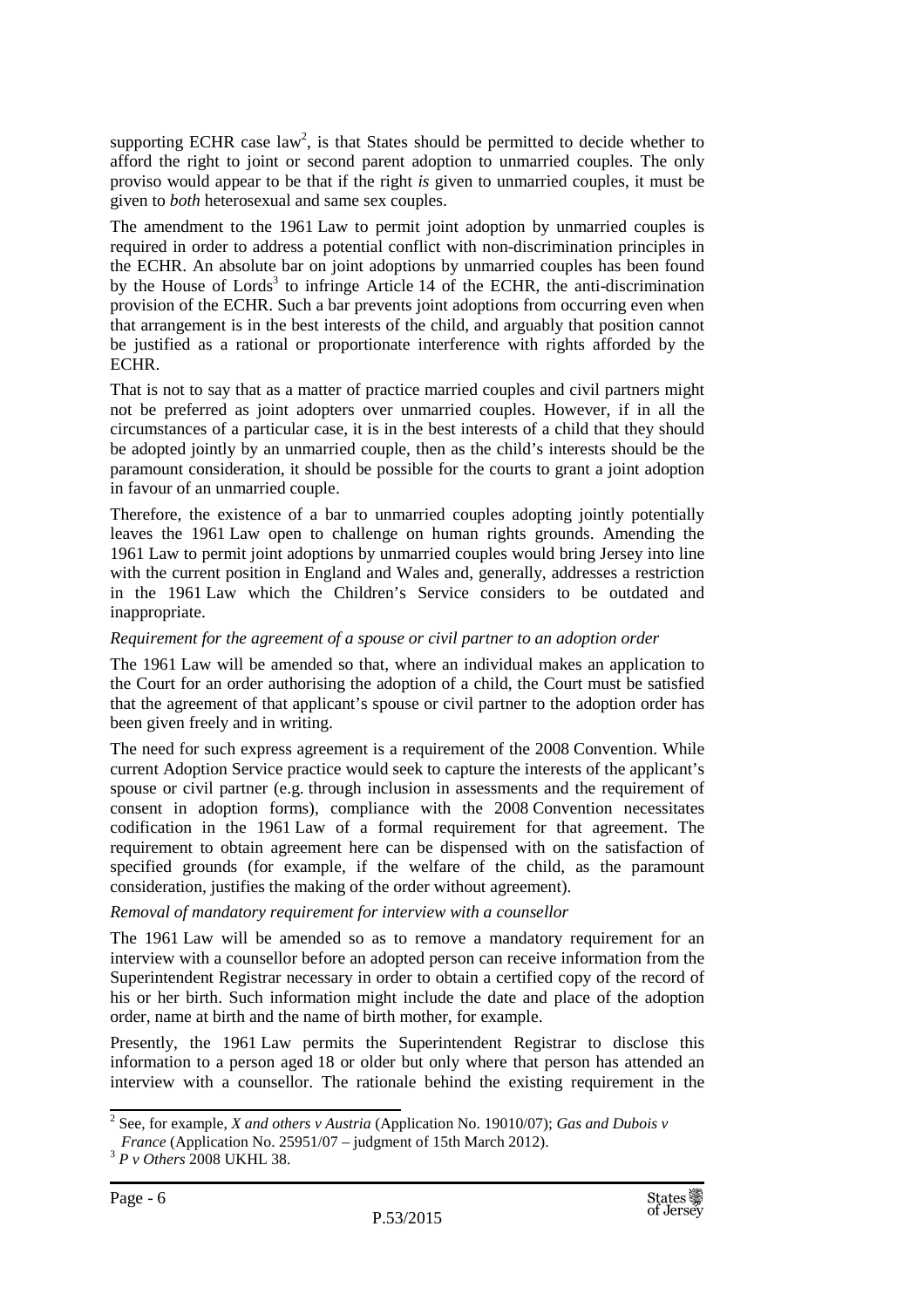supporting ECHR case law[2], is that States should be permitted to decide whether to afford the right to joint or second parent adoption to unmarried couples. The only proviso would appear to be that if the right *is* given to unmarried couples, it must be given to *both* heterosexual and same sex couples.

The amendment to the 1961 Law to permit joint adoption by unmarried couples is required in order to address a potential conflict with non-discrimination principles in the ECHR. An absolute bar on joint adoptions by unmarried couples has been found by the House of Lords[3] to infringe Article 14 of the ECHR, the anti-discrimination provision of the ECHR. Such a bar prevents joint adoptions from occurring even when that arrangement is in the best interests of the child, and arguably that position cannot be justified as a rational or proportionate interference with rights afforded by the ECHR.

That is not to say that as a matter of practice married couples and civil partners might not be preferred as joint adopters over unmarried couples. However, if in all the circumstances of a particular case, it is in the best interests of a child that they should be adopted jointly by an unmarried couple, then as the child's interests should be the paramount consideration, it should be possible for the courts to grant a joint adoption in favour of an unmarried couple.

Therefore, the existence of a bar to unmarried couples adopting jointly potentially leaves the 1961 Law open to challenge on human rights grounds. Amending the 1961 Law to permit joint adoptions by unmarried couples would bring Jersey into line with the current position in England and Wales and, generally, addresses a restriction in the 1961 Law which the Children's Service considers to be outdated and inappropriate.

*Requirement for the agreement of a spouse or civil partner to an adoption order*

The 1961 Law will be amended so that, where an individual makes an application to the Court for an order authorising the adoption of a child, the Court must be satisfied that the agreement of that applicant's spouse or civil partner to the adoption order has been given freely and in writing.

The need for such express agreement is a requirement of the 2008 Convention. While current Adoption Service practice would seek to capture the interests of the applicant's spouse or civil partner (e.g. through inclusion in assessments and the requirement of consent in adoption forms), compliance with the 2008 Convention necessitates codification in the 1961 Law of a formal requirement for that agreement. The requirement to obtain agreement here can be dispensed with on the satisfaction of specified grounds (for example, if the welfare of the child, as the paramount consideration, justifies the making of the order without agreement).

*Removal of mandatory requirement for interview with a counsellor*

The 1961 Law will be amended so as to remove a mandatory requirement for an interview with a counsellor before an adopted person can receive information from the Superintendent Registrar necessary in order to obtain a certified copy of the record of his or her birth. Such information might include the date and place of the adoption order, name at birth and the name of birth mother, for example.

Presently, the 1961 Law permits the Superintendent Registrar to disclose this information to a person aged 18 or older but only where that person has attended an interview with a counsellor. The rationale behind the existing requirement in the

---

[2] See, for example, *X and others v Austria* (Application No. 19010/07); *Gas and Dubois v France* (Application No. 25951/07 – judgment of 15th March 2012).

[3] *P v Others* 2008 UKHL 38.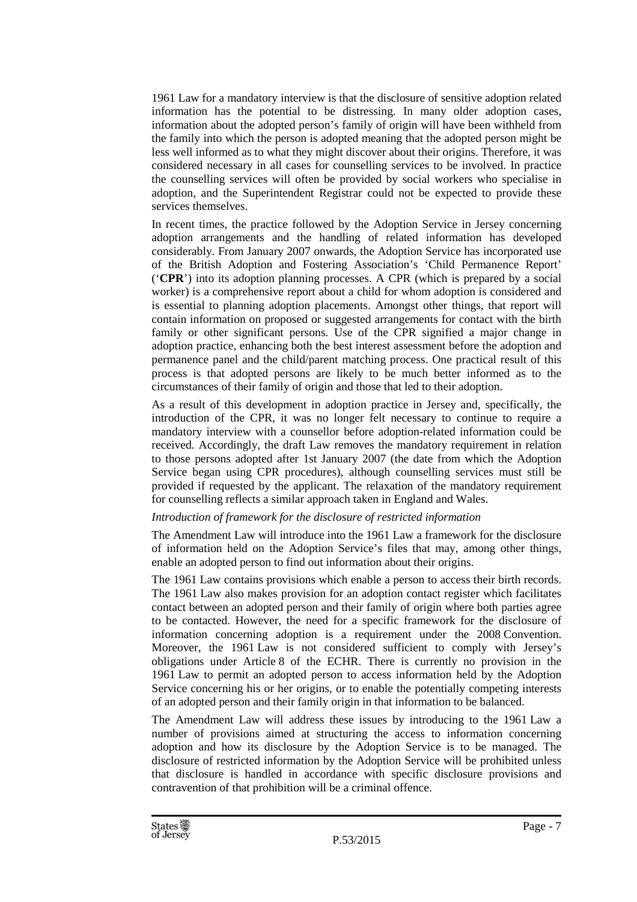1961 Law for a mandatory interview is that the disclosure of sensitive adoption related information has the potential to be distressing. In many older adoption cases, information about the adopted person's family of origin will have been withheld from the family into which the person is adopted meaning that the adopted person might be less well informed as to what they might discover about their origins. Therefore, it was considered necessary in all cases for counselling services to be involved. In practice the counselling services will often be provided by social workers who specialise in adoption, and the Superintendent Registrar could not be expected to provide these services themselves.

In recent times, the practice followed by the Adoption Service in Jersey concerning adoption arrangements and the handling of related information has developed considerably. From January 2007 onwards, the Adoption Service has incorporated use of the British Adoption and Fostering Association's 'Child Permanence Report' ('**CPR**') into its adoption planning processes. A CPR (which is prepared by a social worker) is a comprehensive report about a child for whom adoption is considered and is essential to planning adoption placements. Amongst other things, that report will contain information on proposed or suggested arrangements for contact with the birth family or other significant persons. Use of the CPR signified a major change in adoption practice, enhancing both the best interest assessment before the adoption and permanence panel and the child/parent matching process. One practical result of this process is that adopted persons are likely to be much better informed as to the circumstances of their family of origin and those that led to their adoption.

As a result of this development in adoption practice in Jersey and, specifically, the introduction of the CPR, it was no longer felt necessary to continue to require a mandatory interview with a counsellor before adoption-related information could be received. Accordingly, the draft Law removes the mandatory requirement in relation to those persons adopted after 1st January 2007 (the date from which the Adoption Service began using CPR procedures), although counselling services must still be provided if requested by the applicant. The relaxation of the mandatory requirement for counselling reflects a similar approach taken in England and Wales.

*Introduction of framework for the disclosure of restricted information*

The Amendment Law will introduce into the 1961 Law a framework for the disclosure of information held on the Adoption Service's files that may, among other things, enable an adopted person to find out information about their origins.

The 1961 Law contains provisions which enable a person to access their birth records. The 1961 Law also makes provision for an adoption contact register which facilitates contact between an adopted person and their family of origin where both parties agree to be contacted. However, the need for a specific framework for the disclosure of information concerning adoption is a requirement under the 2008 Convention. Moreover, the 1961 Law is not considered sufficient to comply with Jersey's obligations under Article 8 of the ECHR. There is currently no provision in the 1961 Law to permit an adopted person to access information held by the Adoption Service concerning his or her origins, or to enable the potentially competing interests of an adopted person and their family origin in that information to be balanced.

The Amendment Law will address these issues by introducing to the 1961 Law a number of provisions aimed at structuring the access to information concerning adoption and how its disclosure by the Adoption Service is to be managed. The disclosure of restricted information by the Adoption Service will be prohibited unless that disclosure is handled in accordance with specific disclosure provisions and contravention of that prohibition will be a criminal offence.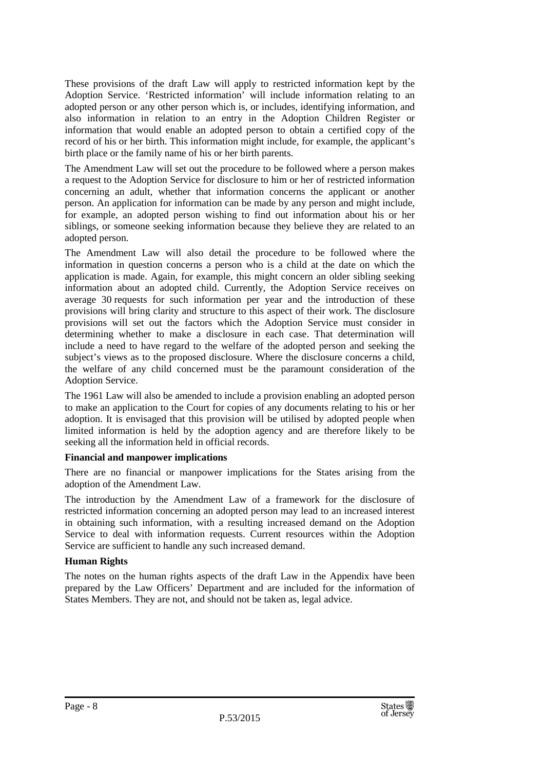These provisions of the draft Law will apply to restricted information kept by the Adoption Service. 'Restricted information' will include information relating to an adopted person or any other person which is, or includes, identifying information, and also information in relation to an entry in the Adoption Children Register or information that would enable an adopted person to obtain a certified copy of the record of his or her birth. This information might include, for example, the applicant's birth place or the family name of his or her birth parents.

The Amendment Law will set out the procedure to be followed where a person makes a request to the Adoption Service for disclosure to him or her of restricted information concerning an adult, whether that information concerns the applicant or another person. An application for information can be made by any person and might include, for example, an adopted person wishing to find out information about his or her siblings, or someone seeking information because they believe they are related to an adopted person.

The Amendment Law will also detail the procedure to be followed where the information in question concerns a person who is a child at the date on which the application is made. Again, for example, this might concern an older sibling seeking information about an adopted child. Currently, the Adoption Service receives on average 30 requests for such information per year and the introduction of these provisions will bring clarity and structure to this aspect of their work. The disclosure provisions will set out the factors which the Adoption Service must consider in determining whether to make a disclosure in each case. That determination will include a need to have regard to the welfare of the adopted person and seeking the subject's views as to the proposed disclosure. Where the disclosure concerns a child, the welfare of any child concerned must be the paramount consideration of the Adoption Service.

The 1961 Law will also be amended to include a provision enabling an adopted person to make an application to the Court for copies of any documents relating to his or her adoption. It is envisaged that this provision will be utilised by adopted people when limited information is held by the adoption agency and are therefore likely to be seeking all the information held in official records.

**Financial and manpower implications**

There are no financial or manpower implications for the States arising from the adoption of the Amendment Law.

The introduction by the Amendment Law of a framework for the disclosure of restricted information concerning an adopted person may lead to an increased interest in obtaining such information, with a resulting increased demand on the Adoption Service to deal with information requests. Current resources within the Adoption Service are sufficient to handle any such increased demand.

**Human Rights**

The notes on the human rights aspects of the draft Law in the Appendix have been prepared by the Law Officers' Department and are included for the information of States Members. They are not, and should not be taken as, legal advice.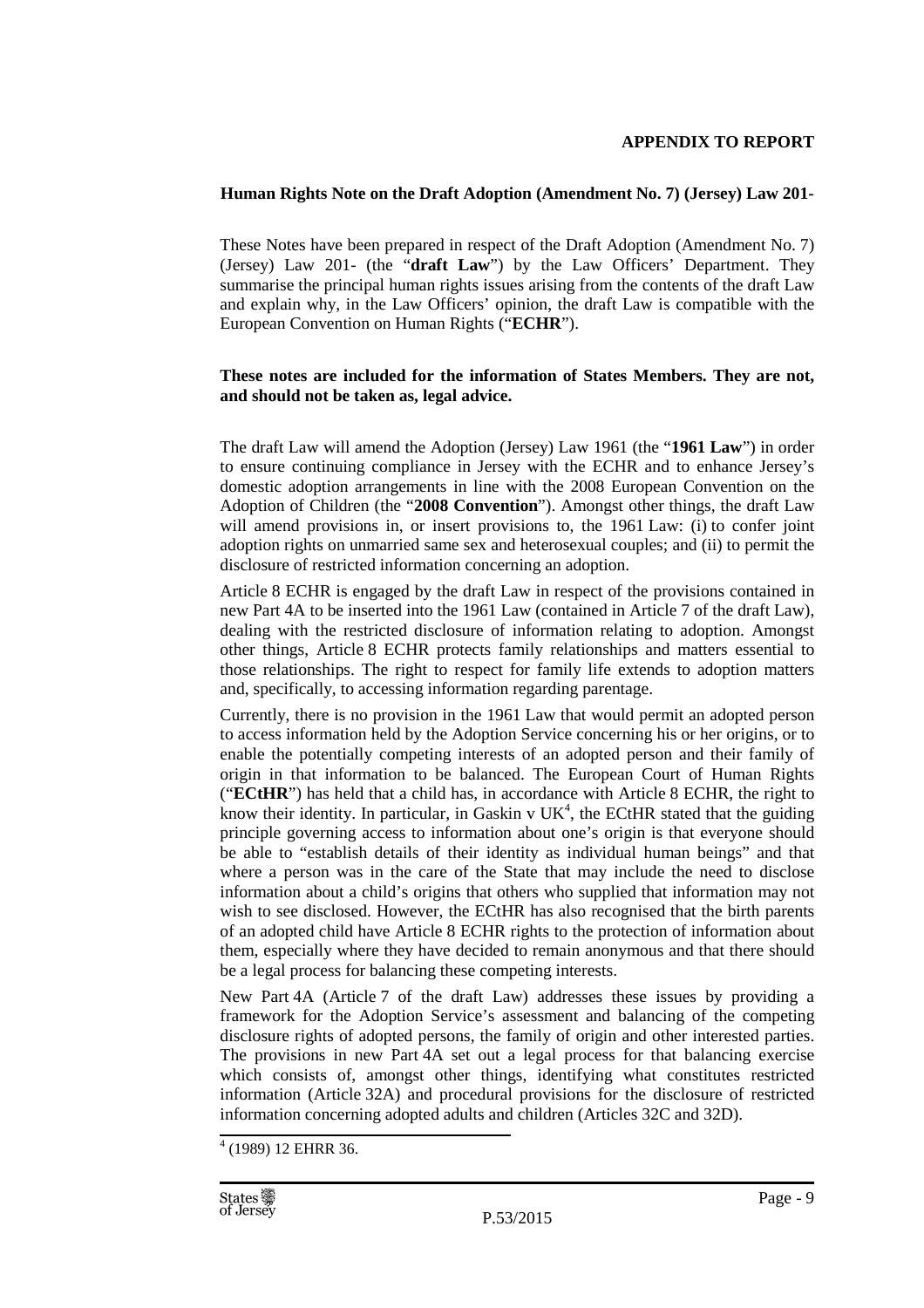**APPENDIX TO REPORT**

**Human Rights Note on the Draft Adoption (Amendment No. 7) (Jersey) Law 201-**

These Notes have been prepared in respect of the Draft Adoption (Amendment No. 7) (Jersey) Law 201- (the "**draft Law**") by the Law Officers' Department. They summarise the principal human rights issues arising from the contents of the draft Law and explain why, in the Law Officers' opinion, the draft Law is compatible with the European Convention on Human Rights ("**ECHR**").

**These notes are included for the information of States Members. They are not, and should not be taken as, legal advice.**

The draft Law will amend the Adoption (Jersey) Law 1961 (the "**1961 Law**") in order to ensure continuing compliance in Jersey with the ECHR and to enhance Jersey's domestic adoption arrangements in line with the 2008 European Convention on the Adoption of Children (the "**2008 Convention**"). Amongst other things, the draft Law will amend provisions in, or insert provisions to, the 1961 Law: (i) to confer joint adoption rights on unmarried same sex and heterosexual couples; and (ii) to permit the disclosure of restricted information concerning an adoption.

Article 8 ECHR is engaged by the draft Law in respect of the provisions contained in new Part 4A to be inserted into the 1961 Law (contained in Article 7 of the draft Law), dealing with the restricted disclosure of information relating to adoption. Amongst other things, Article 8 ECHR protects family relationships and matters essential to those relationships. The right to respect for family life extends to adoption matters and, specifically, to accessing information regarding parentage.

Currently, there is no provision in the 1961 Law that would permit an adopted person to access information held by the Adoption Service concerning his or her origins, or to enable the potentially competing interests of an adopted person and their family of origin in that information to be balanced. The European Court of Human Rights ("**ECtHR**") has held that a child has, in accordance with Article 8 ECHR, the right to know their identity. In particular, in Gaskin v UK[4], the ECtHR stated that the guiding principle governing access to information about one's origin is that everyone should be able to "establish details of their identity as individual human beings" and that where a person was in the care of the State that may include the need to disclose information about a child's origins that others who supplied that information may not wish to see disclosed. However, the ECtHR has also recognised that the birth parents of an adopted child have Article 8 ECHR rights to the protection of information about them, especially where they have decided to remain anonymous and that there should be a legal process for balancing these competing interests.

New Part 4A (Article 7 of the draft Law) addresses these issues by providing a framework for the Adoption Service's assessment and balancing of the competing disclosure rights of adopted persons, the family of origin and other interested parties. The provisions in new Part 4A set out a legal process for that balancing exercise which consists of, amongst other things, identifying what constitutes restricted information (Article 32A) and procedural provisions for the disclosure of restricted information concerning adopted adults and children (Articles 32C and 32D).

[4] (1989) 12 EHRR 36.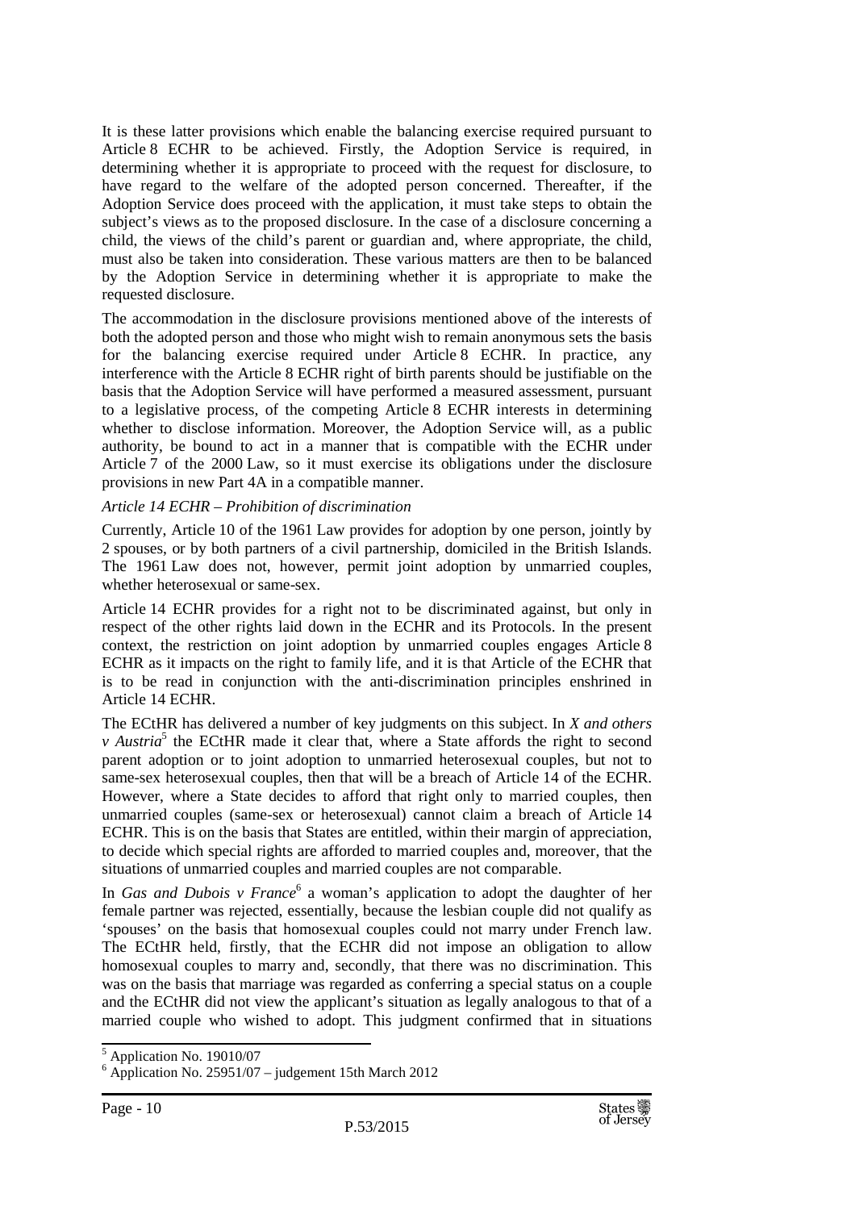It is these latter provisions which enable the balancing exercise required pursuant to Article 8 ECHR to be achieved. Firstly, the Adoption Service is required, in determining whether it is appropriate to proceed with the request for disclosure, to have regard to the welfare of the adopted person concerned. Thereafter, if the Adoption Service does proceed with the application, it must take steps to obtain the subject's views as to the proposed disclosure. In the case of a disclosure concerning a child, the views of the child's parent or guardian and, where appropriate, the child, must also be taken into consideration. These various matters are then to be balanced by the Adoption Service in determining whether it is appropriate to make the requested disclosure.

The accommodation in the disclosure provisions mentioned above of the interests of both the adopted person and those who might wish to remain anonymous sets the basis for the balancing exercise required under Article 8 ECHR. In practice, any interference with the Article 8 ECHR right of birth parents should be justifiable on the basis that the Adoption Service will have performed a measured assessment, pursuant to a legislative process, of the competing Article 8 ECHR interests in determining whether to disclose information. Moreover, the Adoption Service will, as a public authority, be bound to act in a manner that is compatible with the ECHR under Article 7 of the 2000 Law, so it must exercise its obligations under the disclosure provisions in new Part 4A in a compatible manner.

*Article 14 ECHR – Prohibition of discrimination*

Currently, Article 10 of the 1961 Law provides for adoption by one person, jointly by 2 spouses, or by both partners of a civil partnership, domiciled in the British Islands. The 1961 Law does not, however, permit joint adoption by unmarried couples, whether heterosexual or same-sex.

Article 14 ECHR provides for a right not to be discriminated against, but only in respect of the other rights laid down in the ECHR and its Protocols. In the present context, the restriction on joint adoption by unmarried couples engages Article 8 ECHR as it impacts on the right to family life, and it is that Article of the ECHR that is to be read in conjunction with the anti-discrimination principles enshrined in Article 14 ECHR.

The ECtHR has delivered a number of key judgments on this subject. In *X and others v Austria*[5] the ECtHR made it clear that, where a State affords the right to second parent adoption or to joint adoption to unmarried heterosexual couples, but not to same-sex heterosexual couples, then that will be a breach of Article 14 of the ECHR. However, where a State decides to afford that right only to married couples, then unmarried couples (same-sex or heterosexual) cannot claim a breach of Article 14 ECHR. This is on the basis that States are entitled, within their margin of appreciation, to decide which special rights are afforded to married couples and, moreover, that the situations of unmarried couples and married couples are not comparable.

In *Gas and Dubois v France*[6] a woman's application to adopt the daughter of her female partner was rejected, essentially, because the lesbian couple did not qualify as 'spouses' on the basis that homosexual couples could not marry under French law. The ECtHR held, firstly, that the ECHR did not impose an obligation to allow homosexual couples to marry and, secondly, that there was no discrimination. This was on the basis that marriage was regarded as conferring a special status on a couple and the ECtHR did not view the applicant's situation as legally analogous to that of a married couple who wished to adopt. This judgment confirmed that in situations

[5] Application No. 19010/07

[6] Application No. 25951/07 – judgement 15th March 2012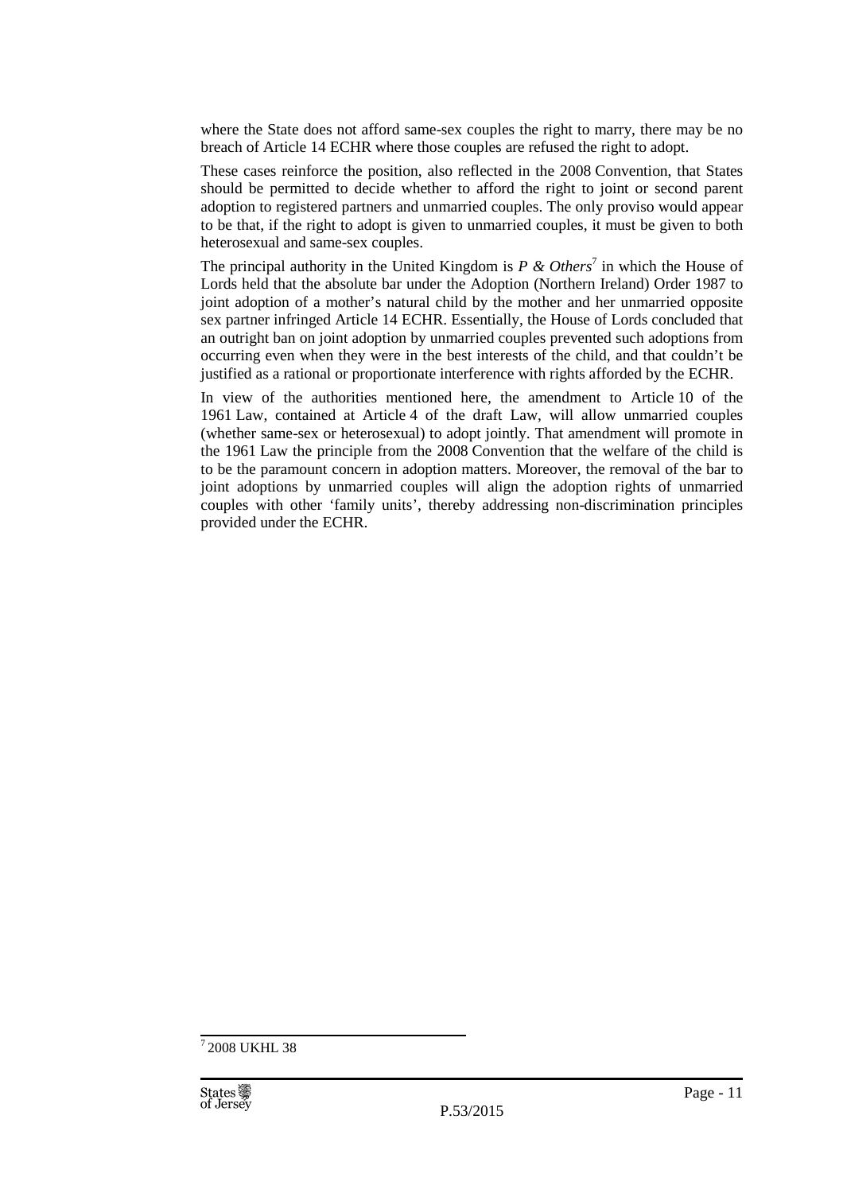where the State does not afford same-sex couples the right to marry, there may be no breach of Article 14 ECHR where those couples are refused the right to adopt.

These cases reinforce the position, also reflected in the 2008 Convention, that States should be permitted to decide whether to afford the right to joint or second parent adoption to registered partners and unmarried couples. The only proviso would appear to be that, if the right to adopt is given to unmarried couples, it must be given to both heterosexual and same-sex couples.

The principal authority in the United Kingdom is *P & Others*[7] in which the House of Lords held that the absolute bar under the Adoption (Northern Ireland) Order 1987 to joint adoption of a mother's natural child by the mother and her unmarried opposite sex partner infringed Article 14 ECHR. Essentially, the House of Lords concluded that an outright ban on joint adoption by unmarried couples prevented such adoptions from occurring even when they were in the best interests of the child, and that couldn't be justified as a rational or proportionate interference with rights afforded by the ECHR.

In view of the authorities mentioned here, the amendment to Article 10 of the 1961 Law, contained at Article 4 of the draft Law, will allow unmarried couples (whether same-sex or heterosexual) to adopt jointly. That amendment will promote in the 1961 Law the principle from the 2008 Convention that the welfare of the child is to be the paramount concern in adoption matters. Moreover, the removal of the bar to joint adoptions by unmarried couples will align the adoption rights of unmarried couples with other 'family units', thereby addressing non-discrimination principles provided under the ECHR.

---

[7] 2008 UKHL 38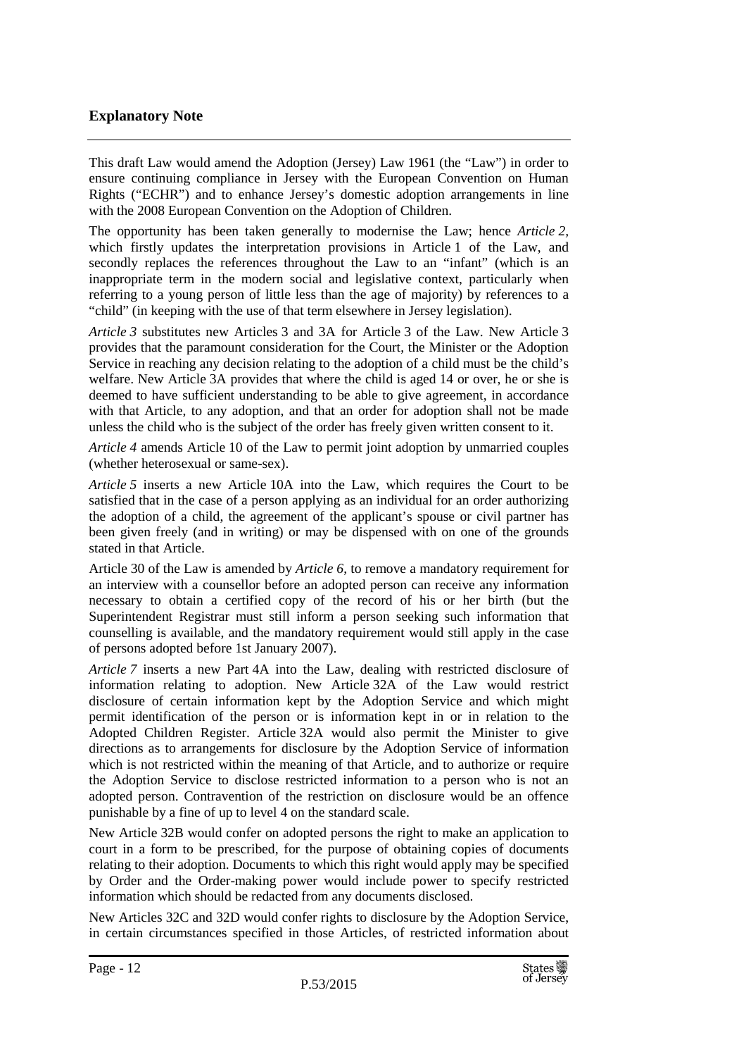## Explanatory Note

This draft Law would amend the Adoption (Jersey) Law 1961 (the "Law") in order to ensure continuing compliance in Jersey with the European Convention on Human Rights ("ECHR") and to enhance Jersey's domestic adoption arrangements in line with the 2008 European Convention on the Adoption of Children.

The opportunity has been taken generally to modernise the Law; hence *Article 2*, which firstly updates the interpretation provisions in Article 1 of the Law, and secondly replaces the references throughout the Law to an "infant" (which is an inappropriate term in the modern social and legislative context, particularly when referring to a young person of little less than the age of majority) by references to a "child" (in keeping with the use of that term elsewhere in Jersey legislation).

*Article 3* substitutes new Articles 3 and 3A for Article 3 of the Law. New Article 3 provides that the paramount consideration for the Court, the Minister or the Adoption Service in reaching any decision relating to the adoption of a child must be the child's welfare. New Article 3A provides that where the child is aged 14 or over, he or she is deemed to have sufficient understanding to be able to give agreement, in accordance with that Article, to any adoption, and that an order for adoption shall not be made unless the child who is the subject of the order has freely given written consent to it.

*Article 4* amends Article 10 of the Law to permit joint adoption by unmarried couples (whether heterosexual or same-sex).

*Article 5* inserts a new Article 10A into the Law, which requires the Court to be satisfied that in the case of a person applying as an individual for an order authorizing the adoption of a child, the agreement of the applicant's spouse or civil partner has been given freely (and in writing) or may be dispensed with on one of the grounds stated in that Article.

Article 30 of the Law is amended by *Article 6*, to remove a mandatory requirement for an interview with a counsellor before an adopted person can receive any information necessary to obtain a certified copy of the record of his or her birth (but the Superintendent Registrar must still inform a person seeking such information that counselling is available, and the mandatory requirement would still apply in the case of persons adopted before 1st January 2007).

*Article 7* inserts a new Part 4A into the Law, dealing with restricted disclosure of information relating to adoption. New Article 32A of the Law would restrict disclosure of certain information kept by the Adoption Service and which might permit identification of the person or is information kept in or in relation to the Adopted Children Register. Article 32A would also permit the Minister to give directions as to arrangements for disclosure by the Adoption Service of information which is not restricted within the meaning of that Article, and to authorize or require the Adoption Service to disclose restricted information to a person who is not an adopted person. Contravention of the restriction on disclosure would be an offence punishable by a fine of up to level 4 on the standard scale.

New Article 32B would confer on adopted persons the right to make an application to court in a form to be prescribed, for the purpose of obtaining copies of documents relating to their adoption. Documents to which this right would apply may be specified by Order and the Order-making power would include power to specify restricted information which should be redacted from any documents disclosed.

New Articles 32C and 32D would confer rights to disclosure by the Adoption Service, in certain circumstances specified in those Articles, of restricted information about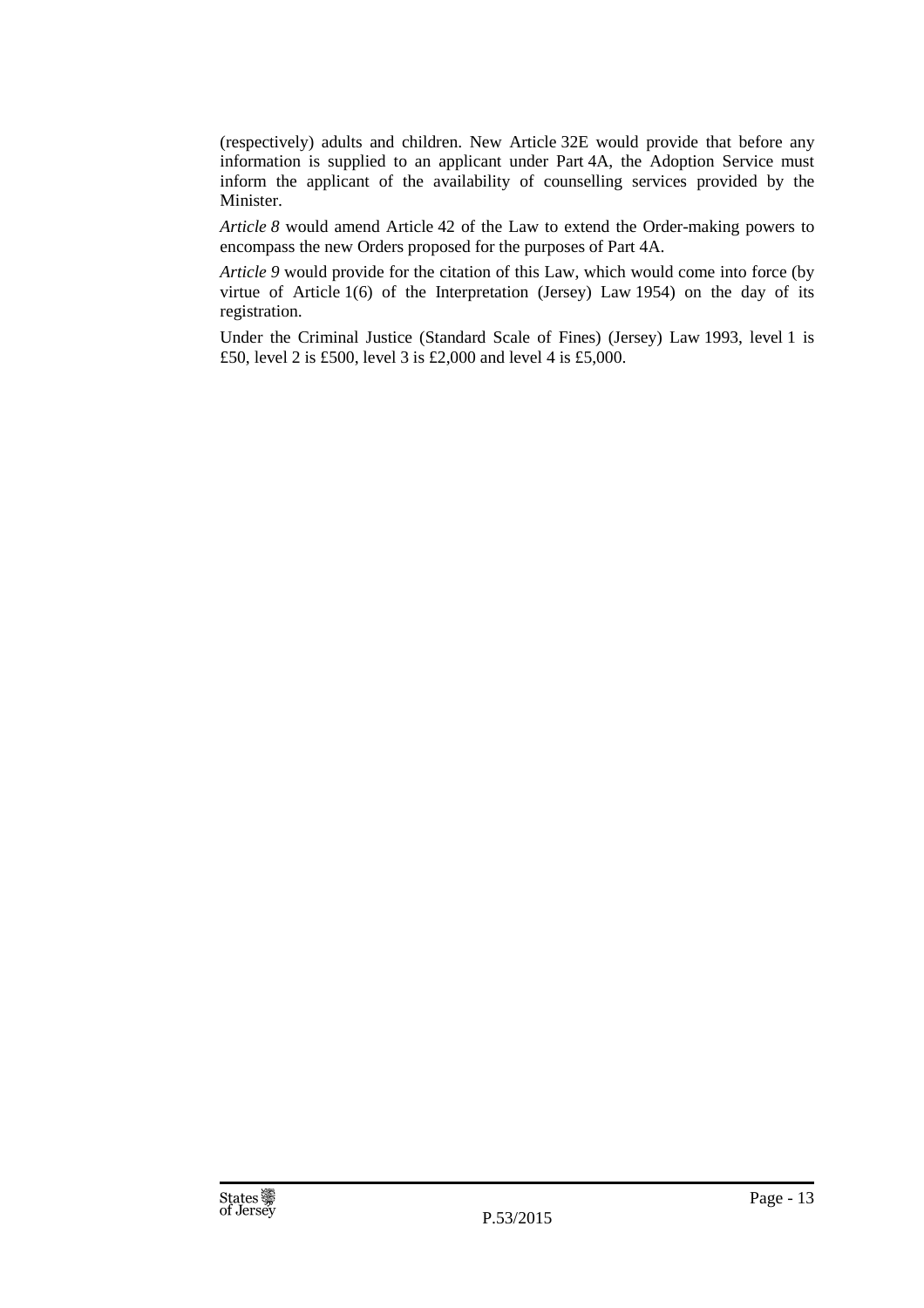(respectively) adults and children. New Article 32E would provide that before any information is supplied to an applicant under Part 4A, the Adoption Service must inform the applicant of the availability of counselling services provided by the Minister.

*Article 8* would amend Article 42 of the Law to extend the Order-making powers to encompass the new Orders proposed for the purposes of Part 4A.

*Article 9* would provide for the citation of this Law, which would come into force (by virtue of Article 1(6) of the Interpretation (Jersey) Law 1954) on the day of its registration.

Under the Criminal Justice (Standard Scale of Fines) (Jersey) Law 1993, level 1 is £50, level 2 is £500, level 3 is £2,000 and level 4 is £5,000.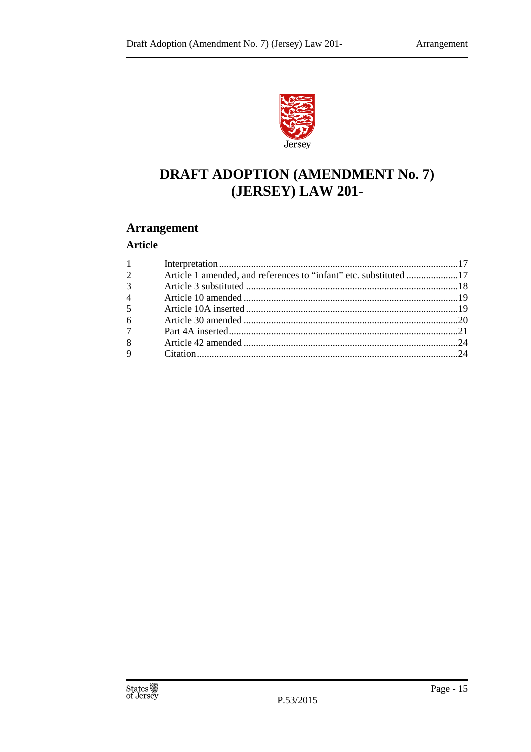# DRAFT ADOPTION (AMENDMENT No. 7) (JERSEY) LAW 201-

## Arrangement

**Article**

| | | |
|---|---|---|
| 1 | Interpretation | 17 |
| 2 | Article 1 amended, and references to "infant" etc. substituted | 17 |
| 3 | Article 3 substituted | 18 |
| 4 | Article 10 amended | 19 |
| 5 | Article 10A inserted | 19 |
| 6 | Article 30 amended | 20 |
| 7 | Part 4A inserted | 21 |
| 8 | Article 42 amended | 24 |
| 9 | Citation | 24 |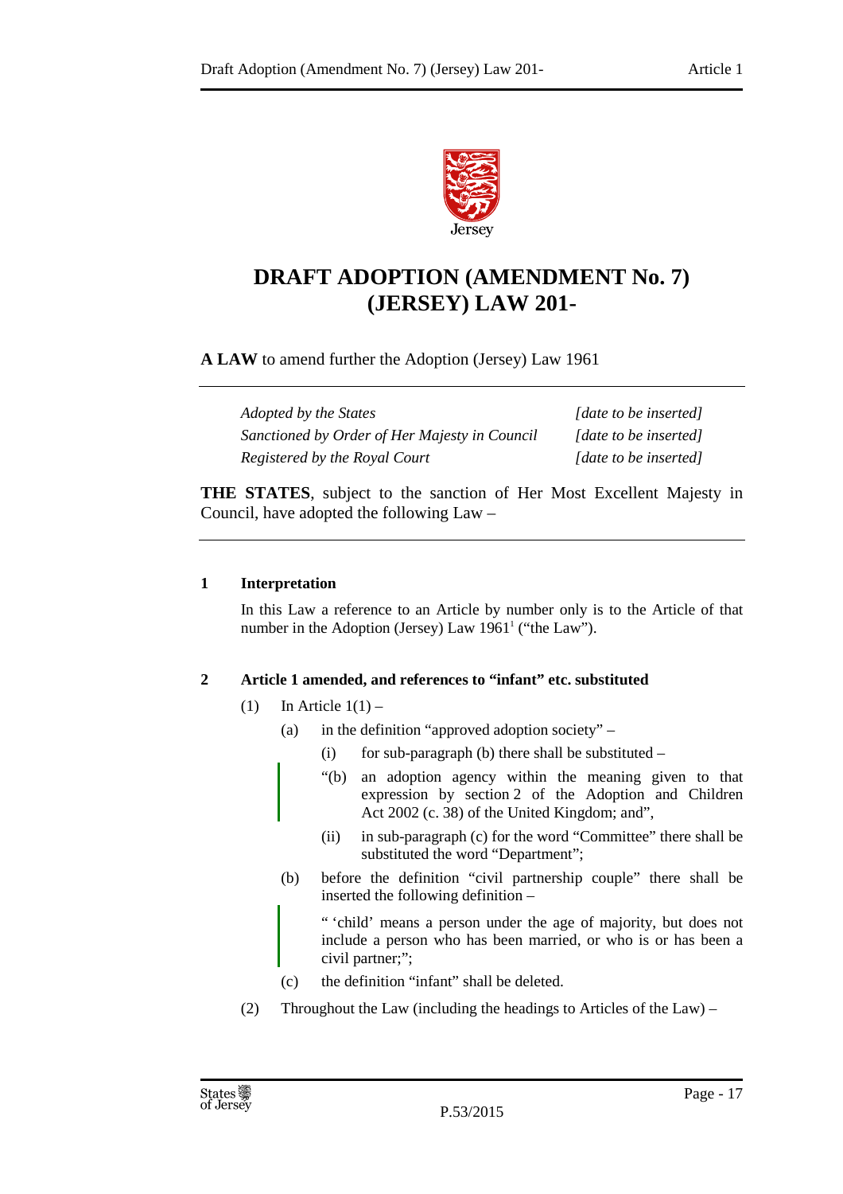# DRAFT ADOPTION (AMENDMENT No. 7) (JERSEY) LAW 201-

**A LAW** to amend further the Adoption (Jersey) Law 1961

| | |
|---|---|
| *Adopted by the States* | *[date to be inserted]* |
| *Sanctioned by Order of Her Majesty in Council* | *[date to be inserted]* |
| *Registered by the Royal Court* | *[date to be inserted]* |

**THE STATES**, subject to the sanction of Her Most Excellent Majesty in Council, have adopted the following Law –

### 1 Interpretation

In this Law a reference to an Article by number only is to the Article of that number in the Adoption (Jersey) Law 1961[1] ("the Law").

### 2 Article 1 amended, and references to "infant" etc. substituted

(1) In Article 1(1) –

(a) in the definition "approved adoption society" –

(i) for sub-paragraph (b) there shall be substituted –

"(b) an adoption agency within the meaning given to that expression by section 2 of the Adoption and Children Act 2002 (c. 38) of the United Kingdom; and",

(ii) in sub-paragraph (c) for the word "Committee" there shall be substituted the word "Department";

(b) before the definition "civil partnership couple" there shall be inserted the following definition –

" 'child' means a person under the age of majority, but does not include a person who has been married, or who is or has been a civil partner;";

(c) the definition "infant" shall be deleted.

(2) Throughout the Law (including the headings to Articles of the Law) –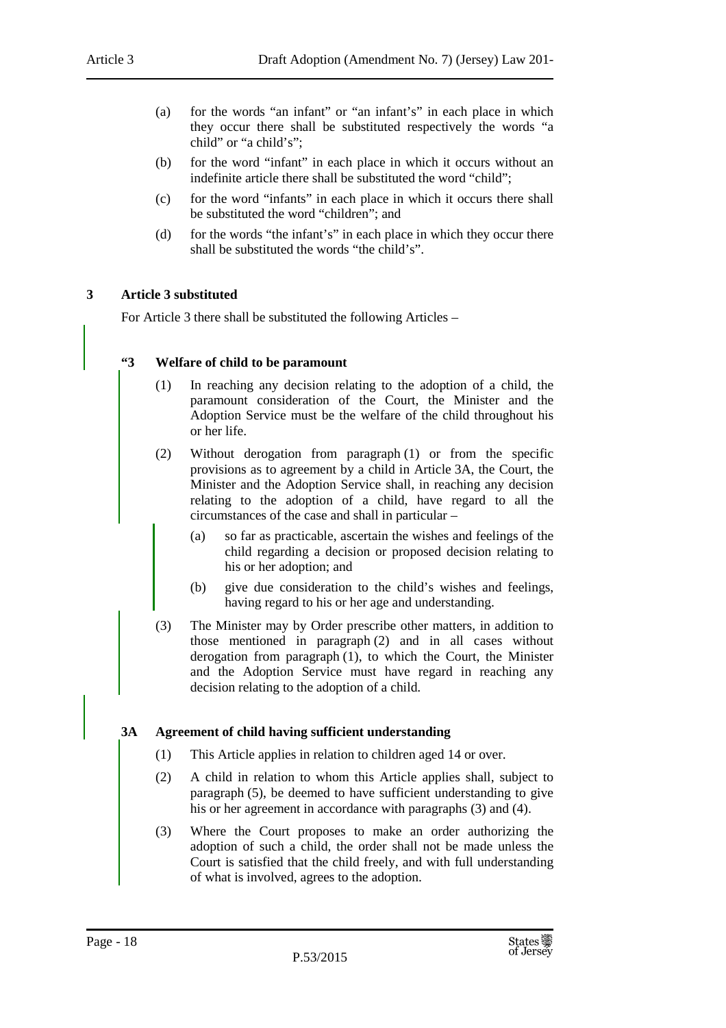(a) for the words "an infant" or "an infant's" in each place in which they occur there shall be substituted respectively the words "a child" or "a child's";

(b) for the word "infant" in each place in which it occurs without an indefinite article there shall be substituted the word "child";

(c) for the word "infants" in each place in which it occurs there shall be substituted the word "children"; and

(d) for the words "the infant's" in each place in which they occur there shall be substituted the words "the child's".

**3 Article 3 substituted**

For Article 3 there shall be substituted the following Articles –

**"3 Welfare of child to be paramount**

(1) In reaching any decision relating to the adoption of a child, the paramount consideration of the Court, the Minister and the Adoption Service must be the welfare of the child throughout his or her life.

(2) Without derogation from paragraph (1) or from the specific provisions as to agreement by a child in Article 3A, the Court, the Minister and the Adoption Service shall, in reaching any decision relating to the adoption of a child, have regard to all the circumstances of the case and shall in particular –

(a) so far as practicable, ascertain the wishes and feelings of the child regarding a decision or proposed decision relating to his or her adoption; and

(b) give due consideration to the child's wishes and feelings, having regard to his or her age and understanding.

(3) The Minister may by Order prescribe other matters, in addition to those mentioned in paragraph (2) and in all cases without derogation from paragraph (1), to which the Court, the Minister and the Adoption Service must have regard in reaching any decision relating to the adoption of a child.

**3A Agreement of child having sufficient understanding**

(1) This Article applies in relation to children aged 14 or over.

(2) A child in relation to whom this Article applies shall, subject to paragraph (5), be deemed to have sufficient understanding to give his or her agreement in accordance with paragraphs (3) and (4).

(3) Where the Court proposes to make an order authorizing the adoption of such a child, the order shall not be made unless the Court is satisfied that the child freely, and with full understanding of what is involved, agrees to the adoption.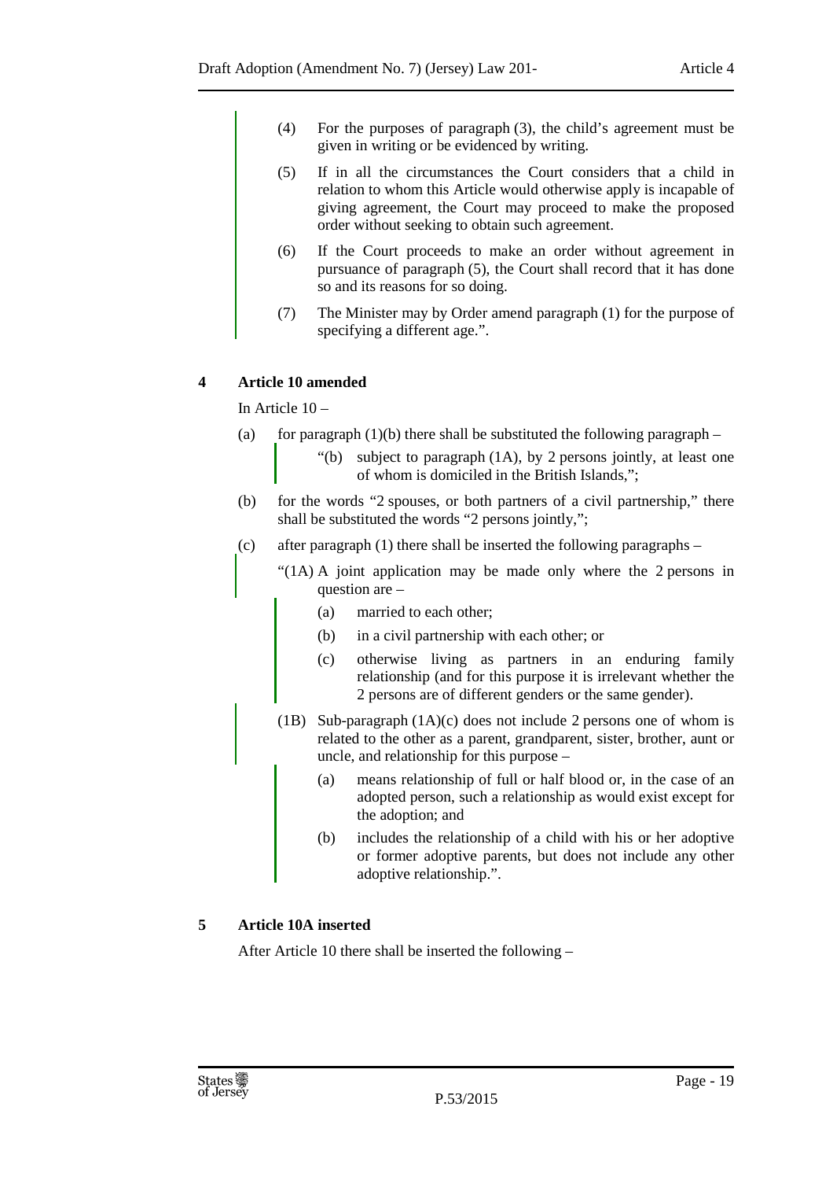(4) For the purposes of paragraph (3), the child's agreement must be given in writing or be evidenced by writing.

(5) If in all the circumstances the Court considers that a child in relation to whom this Article would otherwise apply is incapable of giving agreement, the Court may proceed to make the proposed order without seeking to obtain such agreement.

(6) If the Court proceeds to make an order without agreement in pursuance of paragraph (5), the Court shall record that it has done so and its reasons for so doing.

(7) The Minister may by Order amend paragraph (1) for the purpose of specifying a different age.".

**4 Article 10 amended**

In Article 10 –

(a) for paragraph (1)(b) there shall be substituted the following paragraph –

"(b) subject to paragraph (1A), by 2 persons jointly, at least one of whom is domiciled in the British Islands,";

(b) for the words "2 spouses, or both partners of a civil partnership," there shall be substituted the words "2 persons jointly,";

(c) after paragraph (1) there shall be inserted the following paragraphs –

"(1A) A joint application may be made only where the 2 persons in question are –

(a) married to each other;

(b) in a civil partnership with each other; or

(c) otherwise living as partners in an enduring family relationship (and for this purpose it is irrelevant whether the 2 persons are of different genders or the same gender).

(1B) Sub-paragraph (1A)(c) does not include 2 persons one of whom is related to the other as a parent, grandparent, sister, brother, aunt or uncle, and relationship for this purpose –

(a) means relationship of full or half blood or, in the case of an adopted person, such a relationship as would exist except for the adoption; and

(b) includes the relationship of a child with his or her adoptive or former adoptive parents, but does not include any other adoptive relationship.".

**5 Article 10A inserted**

After Article 10 there shall be inserted the following –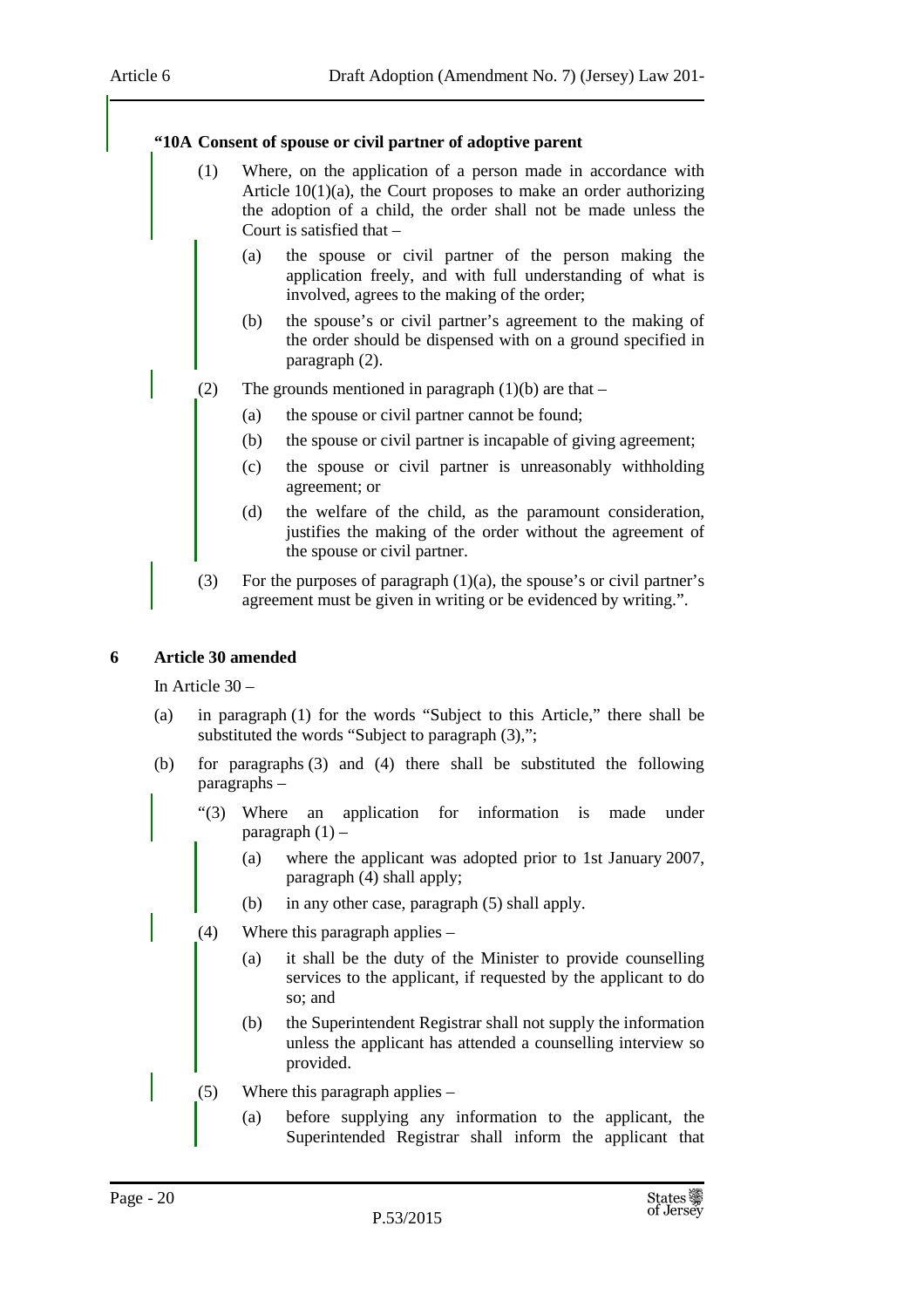**"10A Consent of spouse or civil partner of adoptive parent**

(1) Where, on the application of a person made in accordance with Article 10(1)(a), the Court proposes to make an order authorizing the adoption of a child, the order shall not be made unless the Court is satisfied that –

(a) the spouse or civil partner of the person making the application freely, and with full understanding of what is involved, agrees to the making of the order;

(b) the spouse's or civil partner's agreement to the making of the order should be dispensed with on a ground specified in paragraph (2).

(2) The grounds mentioned in paragraph (1)(b) are that –

(a) the spouse or civil partner cannot be found;

(b) the spouse or civil partner is incapable of giving agreement;

(c) the spouse or civil partner is unreasonably withholding agreement; or

(d) the welfare of the child, as the paramount consideration, justifies the making of the order without the agreement of the spouse or civil partner.

(3) For the purposes of paragraph (1)(a), the spouse's or civil partner's agreement must be given in writing or be evidenced by writing.".

**6 Article 30 amended**

In Article 30 –

(a) in paragraph (1) for the words "Subject to this Article," there shall be substituted the words "Subject to paragraph (3),";

(b) for paragraphs (3) and (4) there shall be substituted the following paragraphs –

"(3) Where an application for information is made under paragraph (1) –

(a) where the applicant was adopted prior to 1st January 2007, paragraph (4) shall apply;

(b) in any other case, paragraph (5) shall apply.

(4) Where this paragraph applies –

(a) it shall be the duty of the Minister to provide counselling services to the applicant, if requested by the applicant to do so; and

(b) the Superintendent Registrar shall not supply the information unless the applicant has attended a counselling interview so provided.

(5) Where this paragraph applies –

(a) before supplying any information to the applicant, the Superintended Registrar shall inform the applicant that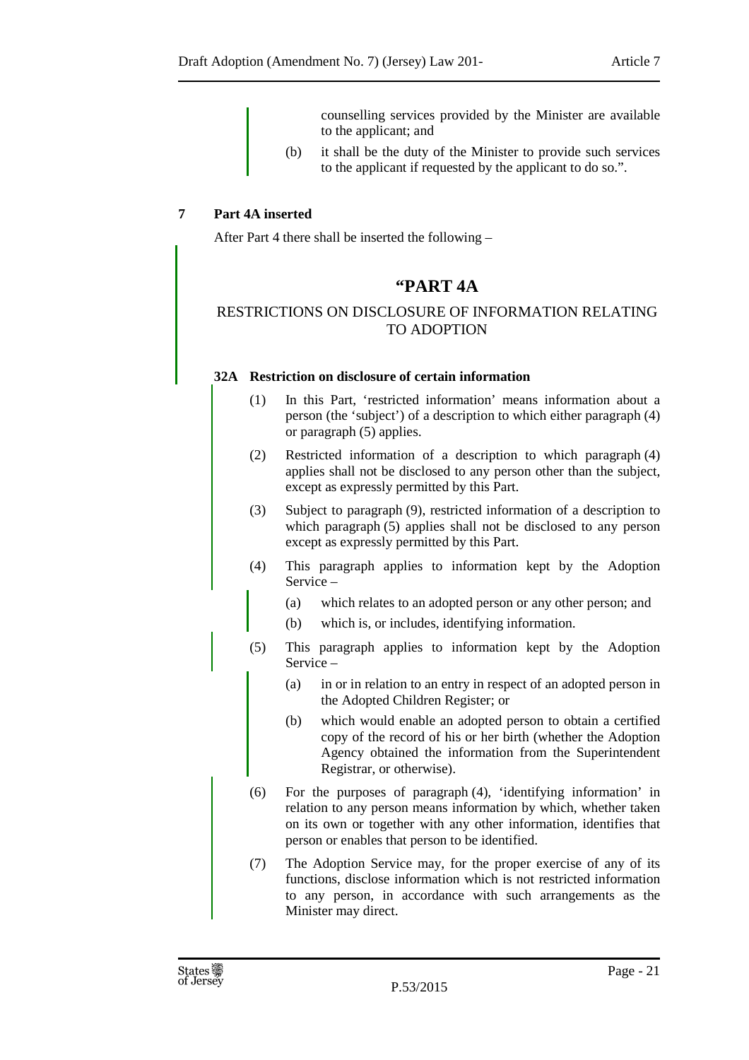counselling services provided by the Minister are available to the applicant; and

(b) it shall be the duty of the Minister to provide such services to the applicant if requested by the applicant to do so.”.

**7 Part 4A inserted**

After Part 4 there shall be inserted the following –

## “PART 4A

### RESTRICTIONS ON DISCLOSURE OF INFORMATION RELATING TO ADOPTION

**32A Restriction on disclosure of certain information**

(1) In this Part, ‘restricted information’ means information about a person (the ‘subject’) of a description to which either paragraph (4) or paragraph (5) applies.

(2) Restricted information of a description to which paragraph (4) applies shall not be disclosed to any person other than the subject, except as expressly permitted by this Part.

(3) Subject to paragraph (9), restricted information of a description to which paragraph (5) applies shall not be disclosed to any person except as expressly permitted by this Part.

(4) This paragraph applies to information kept by the Adoption Service –

(a) which relates to an adopted person or any other person; and

(b) which is, or includes, identifying information.

(5) This paragraph applies to information kept by the Adoption Service –

(a) in or in relation to an entry in respect of an adopted person in the Adopted Children Register; or

(b) which would enable an adopted person to obtain a certified copy of the record of his or her birth (whether the Adoption Agency obtained the information from the Superintendent Registrar, or otherwise).

(6) For the purposes of paragraph (4), ‘identifying information’ in relation to any person means information by which, whether taken on its own or together with any other information, identifies that person or enables that person to be identified.

(7) The Adoption Service may, for the proper exercise of any of its functions, disclose information which is not restricted information to any person, in accordance with such arrangements as the Minister may direct.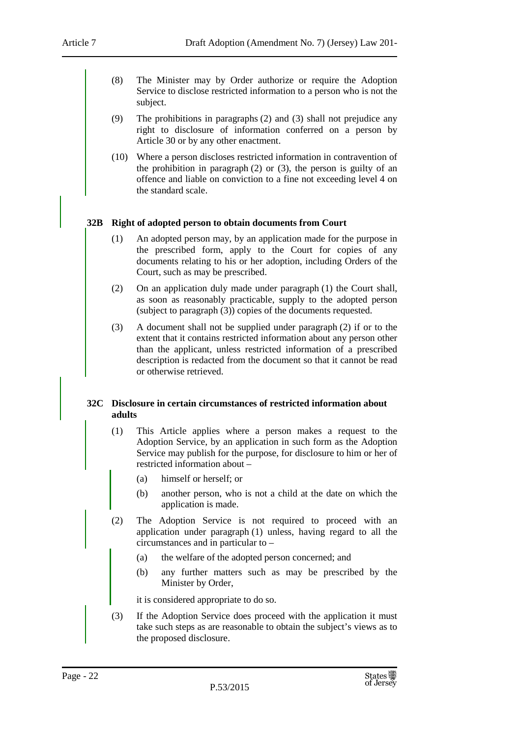(8) The Minister may by Order authorize or require the Adoption Service to disclose restricted information to a person who is not the subject.

(9) The prohibitions in paragraphs (2) and (3) shall not prejudice any right to disclosure of information conferred on a person by Article 30 or by any other enactment.

(10) Where a person discloses restricted information in contravention of the prohibition in paragraph (2) or (3), the person is guilty of an offence and liable on conviction to a fine not exceeding level 4 on the standard scale.

### 32B Right of adopted person to obtain documents from Court

(1) An adopted person may, by an application made for the purpose in the prescribed form, apply to the Court for copies of any documents relating to his or her adoption, including Orders of the Court, such as may be prescribed.

(2) On an application duly made under paragraph (1) the Court shall, as soon as reasonably practicable, supply to the adopted person (subject to paragraph (3)) copies of the documents requested.

(3) A document shall not be supplied under paragraph (2) if or to the extent that it contains restricted information about any person other than the applicant, unless restricted information of a prescribed description is redacted from the document so that it cannot be read or otherwise retrieved.

### 32C Disclosure in certain circumstances of restricted information about adults

(1) This Article applies where a person makes a request to the Adoption Service, by an application in such form as the Adoption Service may publish for the purpose, for disclosure to him or her of restricted information about –

(a) himself or herself; or

(b) another person, who is not a child at the date on which the application is made.

(2) The Adoption Service is not required to proceed with an application under paragraph (1) unless, having regard to all the circumstances and in particular to –

(a) the welfare of the adopted person concerned; and

(b) any further matters such as may be prescribed by the Minister by Order,

it is considered appropriate to do so.

(3) If the Adoption Service does proceed with the application it must take such steps as are reasonable to obtain the subject's views as to the proposed disclosure.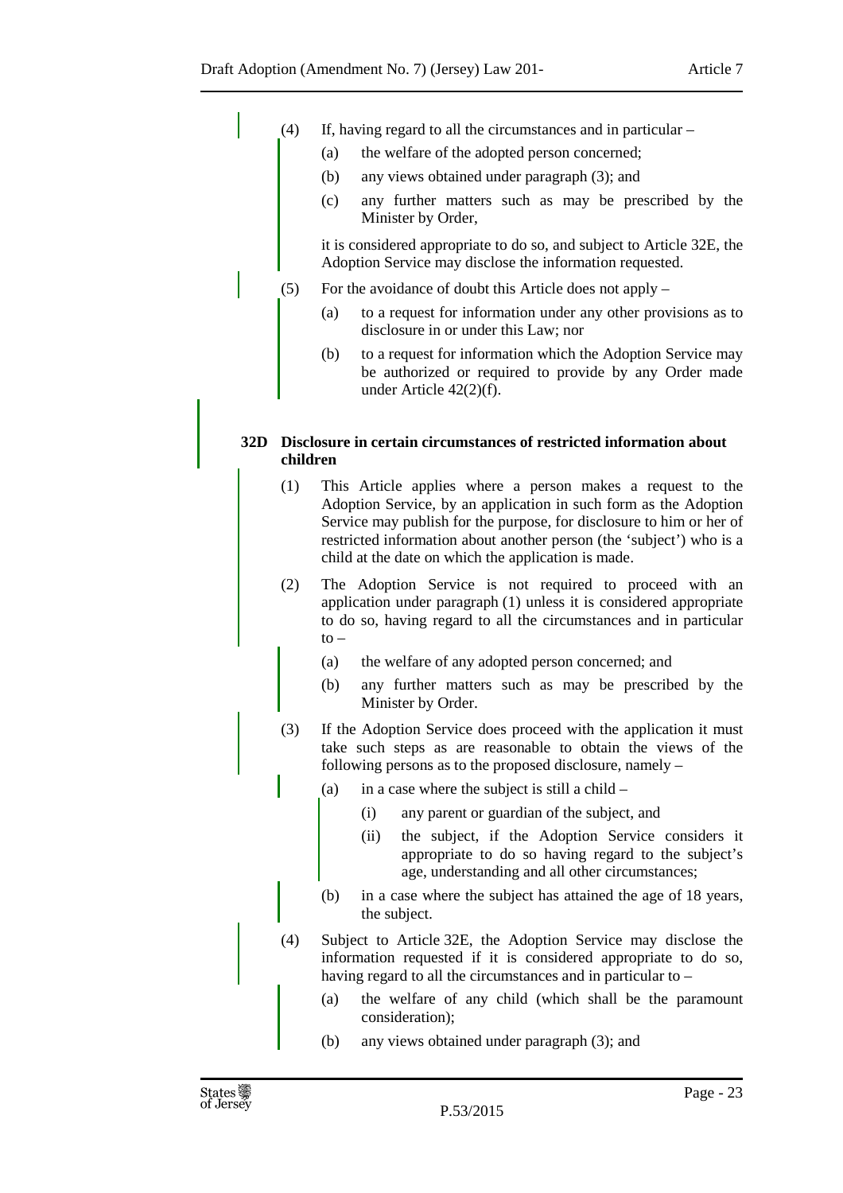(4) If, having regard to all the circumstances and in particular –

(a) the welfare of the adopted person concerned;

(b) any views obtained under paragraph (3); and

(c) any further matters such as may be prescribed by the Minister by Order,

it is considered appropriate to do so, and subject to Article 32E, the Adoption Service may disclose the information requested.

(5) For the avoidance of doubt this Article does not apply –

(a) to a request for information under any other provisions as to disclosure in or under this Law; nor

(b) to a request for information which the Adoption Service may be authorized or required to provide by any Order made under Article 42(2)(f).

**32D Disclosure in certain circumstances of restricted information about children**

(1) This Article applies where a person makes a request to the Adoption Service, by an application in such form as the Adoption Service may publish for the purpose, for disclosure to him or her of restricted information about another person (the 'subject') who is a child at the date on which the application is made.

(2) The Adoption Service is not required to proceed with an application under paragraph (1) unless it is considered appropriate to do so, having regard to all the circumstances and in particular to –

(a) the welfare of any adopted person concerned; and

(b) any further matters such as may be prescribed by the Minister by Order.

(3) If the Adoption Service does proceed with the application it must take such steps as are reasonable to obtain the views of the following persons as to the proposed disclosure, namely –

(a) in a case where the subject is still a child –

(i) any parent or guardian of the subject, and

(ii) the subject, if the Adoption Service considers it appropriate to do so having regard to the subject's age, understanding and all other circumstances;

(b) in a case where the subject has attained the age of 18 years, the subject.

(4) Subject to Article 32E, the Adoption Service may disclose the information requested if it is considered appropriate to do so, having regard to all the circumstances and in particular to –

(a) the welfare of any child (which shall be the paramount consideration);

(b) any views obtained under paragraph (3); and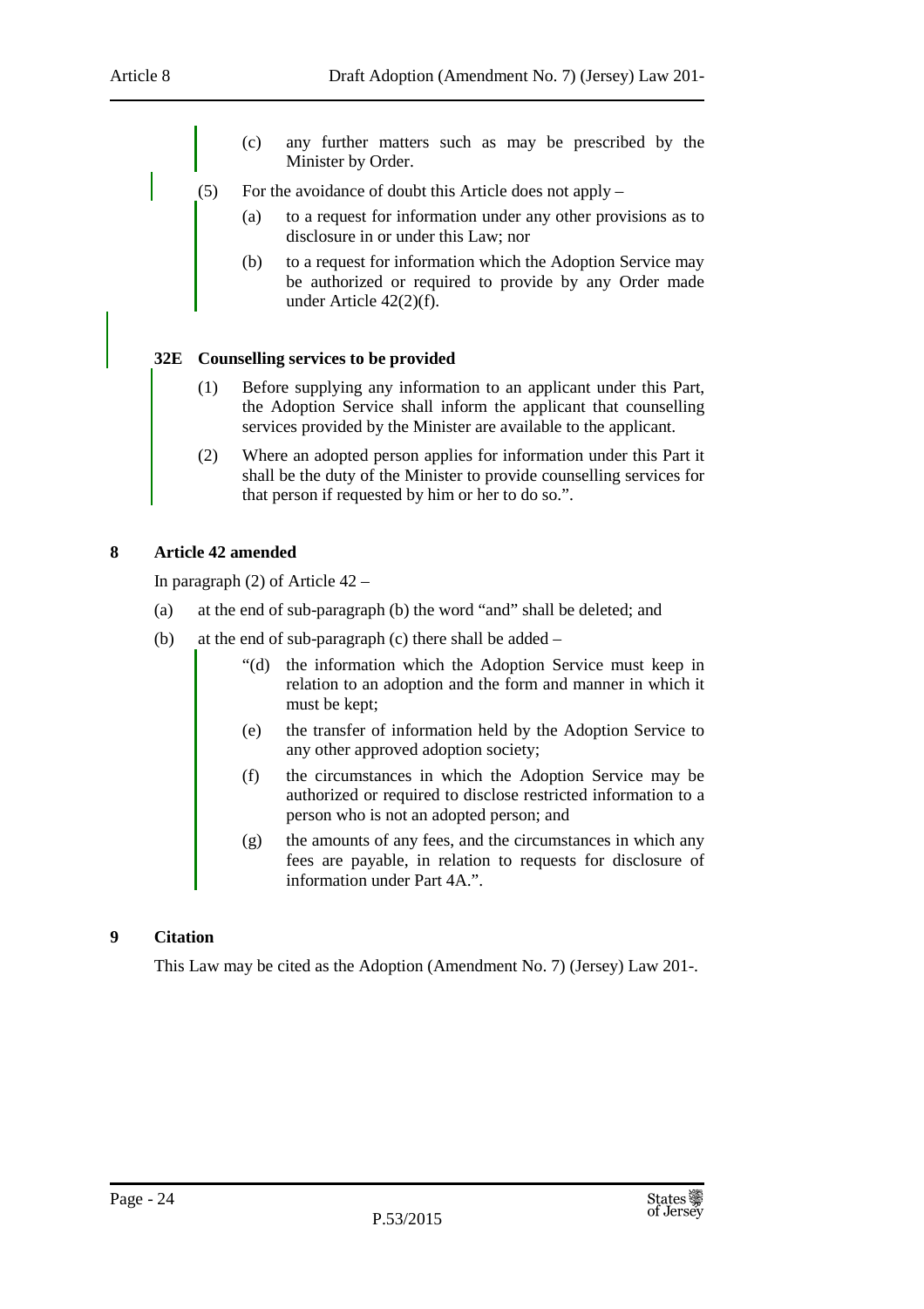(c) any further matters such as may be prescribed by the Minister by Order.

(5) For the avoidance of doubt this Article does not apply –

(a) to a request for information under any other provisions as to disclosure in or under this Law; nor

(b) to a request for information which the Adoption Service may be authorized or required to provide by any Order made under Article 42(2)(f).

**32E Counselling services to be provided**

(1) Before supplying any information to an applicant under this Part, the Adoption Service shall inform the applicant that counselling services provided by the Minister are available to the applicant.

(2) Where an adopted person applies for information under this Part it shall be the duty of the Minister to provide counselling services for that person if requested by him or her to do so.".

## 8 Article 42 amended

In paragraph (2) of Article 42 –

(a) at the end of sub-paragraph (b) the word "and" shall be deleted; and

(b) at the end of sub-paragraph (c) there shall be added –

"(d) the information which the Adoption Service must keep in relation to an adoption and the form and manner in which it must be kept;

(e) the transfer of information held by the Adoption Service to any other approved adoption society;

(f) the circumstances in which the Adoption Service may be authorized or required to disclose restricted information to a person who is not an adopted person; and

(g) the amounts of any fees, and the circumstances in which any fees are payable, in relation to requests for disclosure of information under Part 4A.".

## 9 Citation

This Law may be cited as the Adoption (Amendment No. 7) (Jersey) Law 201-.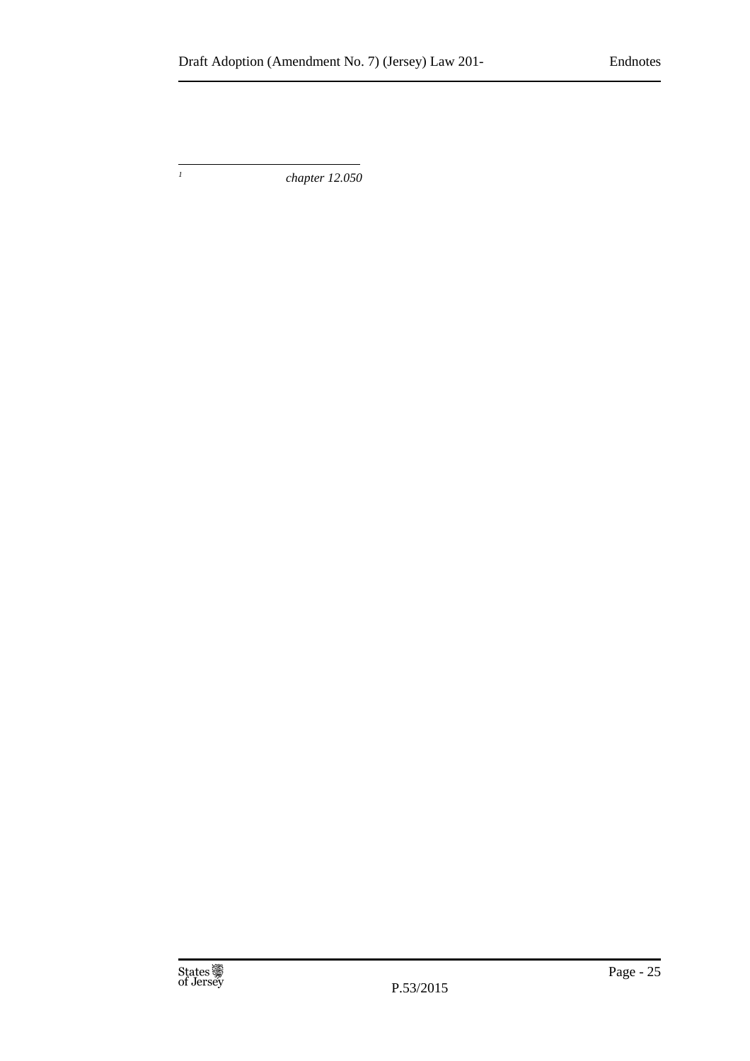[1] *chapter 12.050*